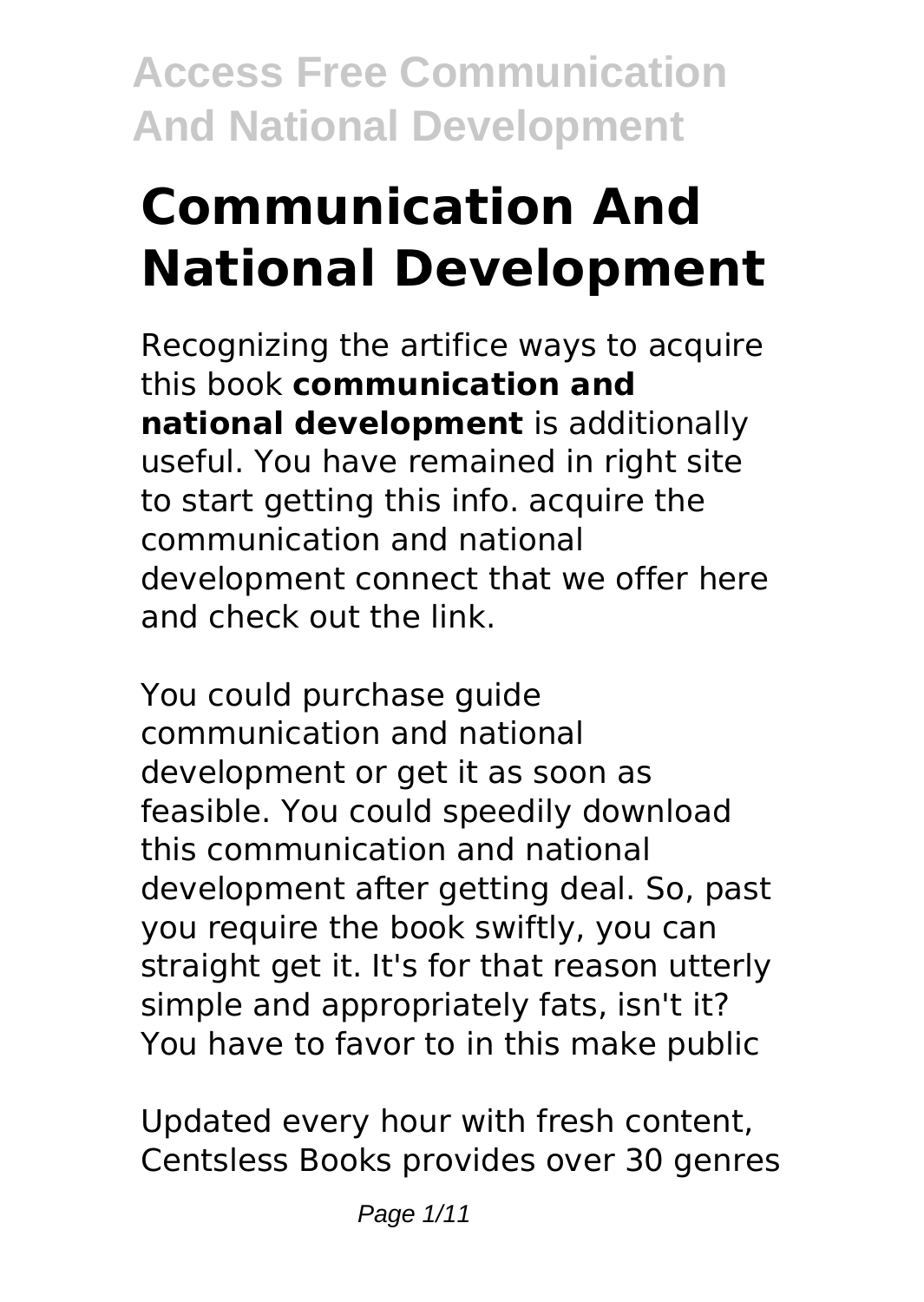# Communication And National Development

Recognizing the artifice ways to acquire this book **communication and national development** is additionally useful. You have remained in right site to start getting this info. acquire the communication and national development connect that we offer here and check out the link.

You could purchase guide communication and national development or get it as soon as feasible. You could speedily download this communication and national development after getting deal. So, past you require the book swiftly, you can straight get it. It's for that reason utterly simple and appropriately fats, isn't it? You have to favor to in this make public

Updated every hour with fresh content, Centsless Books provides over 30 genres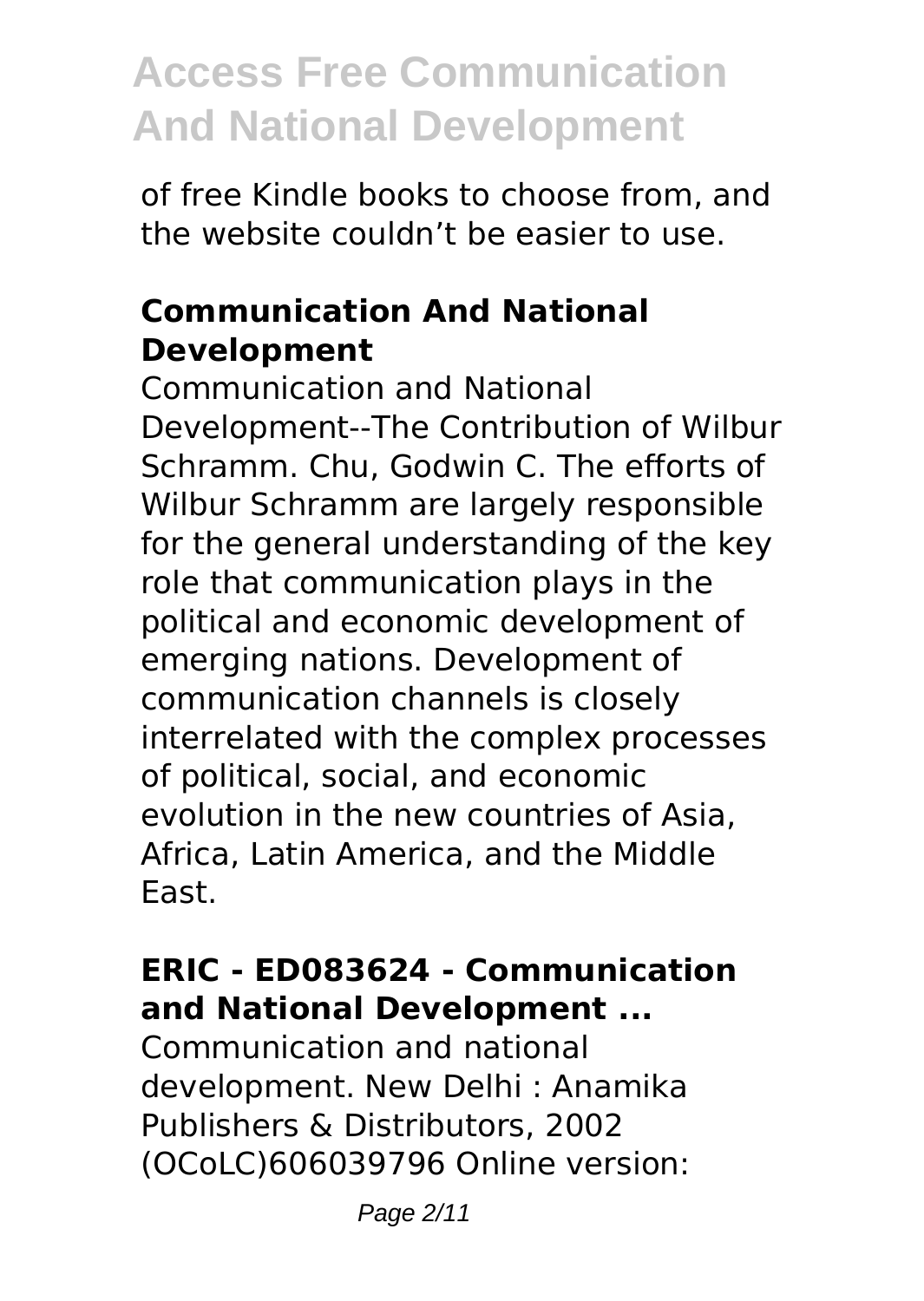of free Kindle books to choose from, and the website couldn't be easier to use.

## Communication And National Development

Communication and National Development--The Contribution of Wilbur Schramm. Chu, Godwin C. The efforts of Wilbur Schramm are largely responsible for the general understanding of the key role that communication plays in the political and economic development of emerging nations. Development of communication channels is closely interrelated with the complex processes of political, social, and economic evolution in the new countries of Asia, Africa, Latin America, and the Middle East.

## ERIC - ED083624 - Communication and National Development ...

Communication and national development. New Delhi : Anamika Publishers & Distributors, 2002 (OCoLC)606039796 Online version: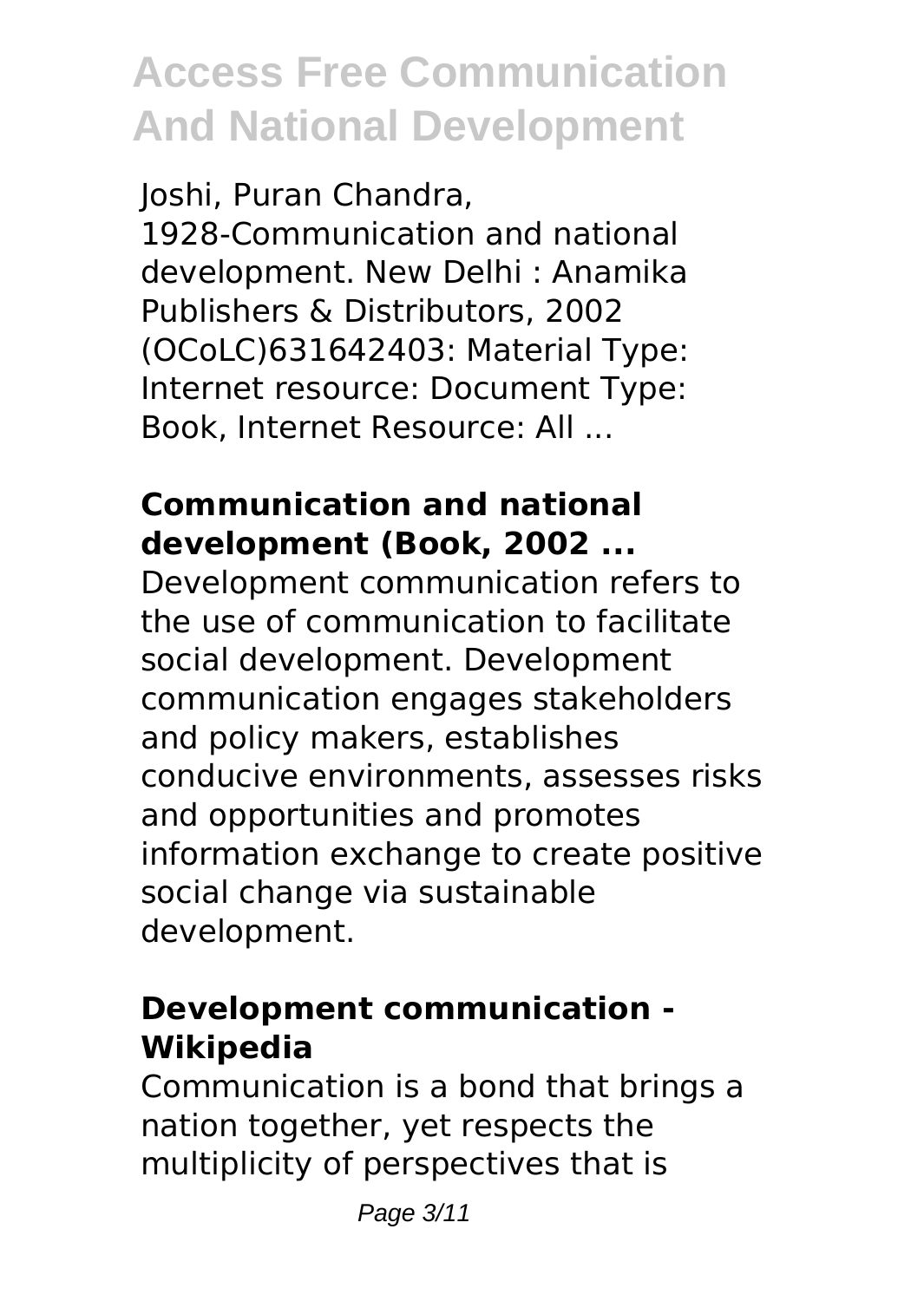Joshi, Puran Chandra, 1928-Communication and national development. New Delhi : Anamika Publishers & Distributors, 2002 (OCoLC)631642403: Material Type: Internet resource: Document Type: Book, Internet Resource: All ...

**Communication and national development (Book, 2002 ...**

Development communication refers to the use of communication to facilitate social development. Development communication engages stakeholders and policy makers, establishes conducive environments, assesses risks and opportunities and promotes information exchange to create positive social change via sustainable development.

**Development communication - Wikipedia**

Communication is a bond that brings a nation together, yet respects the multiplicity of perspectives that is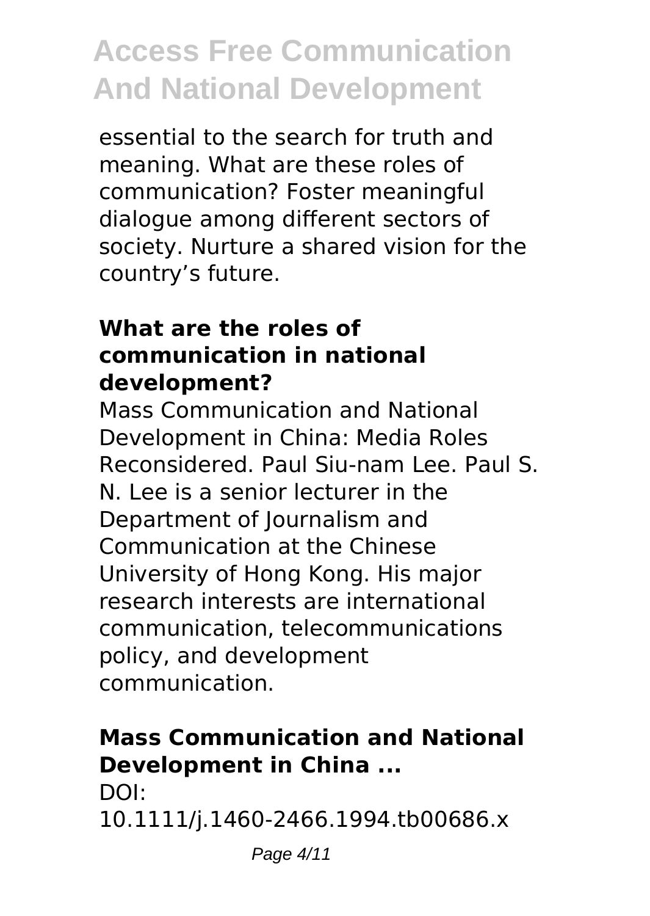essential to the search for truth and meaning. What are these roles of communication? Foster meaningful dialogue among different sectors of society. Nurture a shared vision for the country's future.

### **What are the roles of communication in national development?**

Mass Communication and National Development in China: Media Roles Reconsidered. Paul Siu-nam Lee. Paul S. N. Lee is a senior lecturer in the Department of Journalism and Communication at the Chinese University of Hong Kong. His major research interests are international communication, telecommunications policy, and development communication.

### **Mass Communication and National Development in China ...**

DOI: 10.1111/j.1460-2466.1994.tb00686.x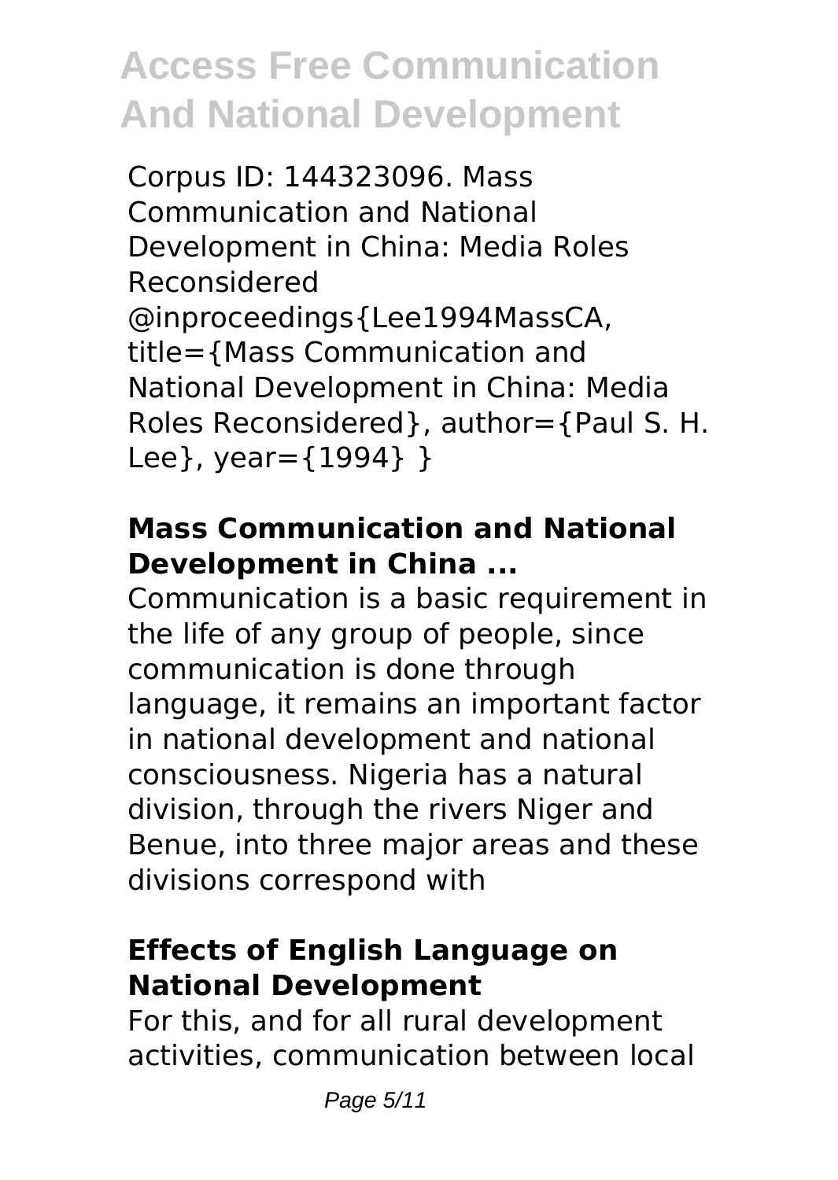Corpus ID: 144323096. Mass Communication and National Development in China: Media Roles Reconsidered @inproceedings{Lee1994MassCA, title={Mass Communication and National Development in China: Media Roles Reconsidered}, author={Paul S. H. Lee}, year={1994} }

### Mass Communication and National Development in China ...

Communication is a basic requirement in the life of any group of people, since communication is done through language, it remains an important factor in national development and national consciousness. Nigeria has a natural division, through the rivers Niger and Benue, into three major areas and these divisions correspond with

### Effects of English Language on National Development

For this, and for all rural development activities, communication between local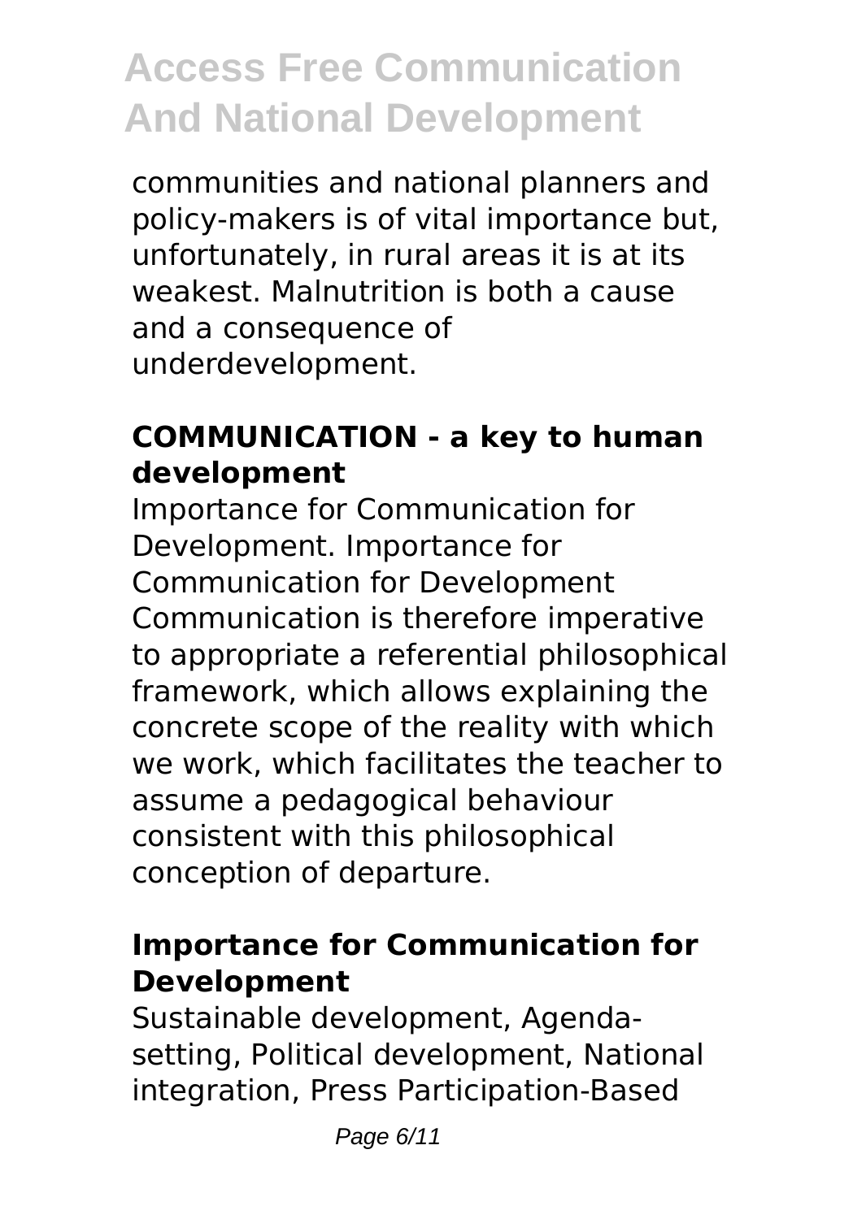communities and national planners and policy-makers is of vital importance but, unfortunately, in rural areas it is at its weakest. Malnutrition is both a cause and a consequence of underdevelopment.

### COMMUNICATION - a key to human development

Importance for Communication for Development. Importance for Communication for Development Communication is therefore imperative to appropriate a referential philosophical framework, which allows explaining the concrete scope of the reality with which we work, which facilitates the teacher to assume a pedagogical behaviour consistent with this philosophical conception of departure.

### Importance for Communication for Development

Sustainable development, Agenda-setting, Political development, National integration, Press Participation-Based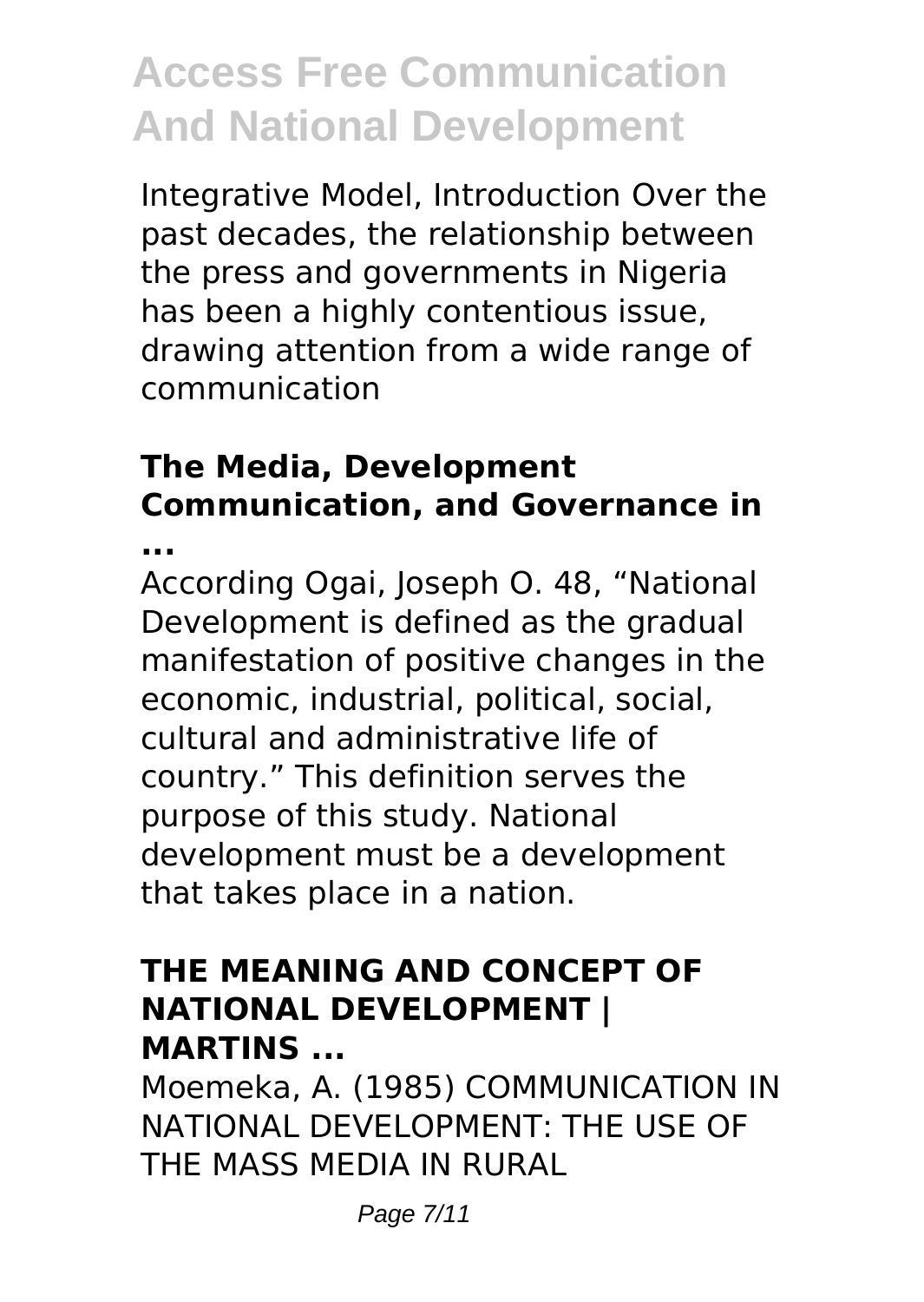Integrative Model, Introduction Over the past decades, the relationship between the press and governments in Nigeria has been a highly contentious issue, drawing attention from a wide range of communication

### The Media, Development Communication, and Governance in ...

According Ogai, Joseph O. 48, “National Development is defined as the gradual manifestation of positive changes in the economic, industrial, political, social, cultural and administrative life of country.” This definition serves the purpose of this study. National development must be a development that takes place in a nation.

### THE MEANING AND CONCEPT OF NATIONAL DEVELOPMENT | MARTINS ...

Moemeka, A. (1985) COMMUNICATION IN NATIONAL DEVELOPMENT: THE USE OF THE MASS MEDIA IN RURAL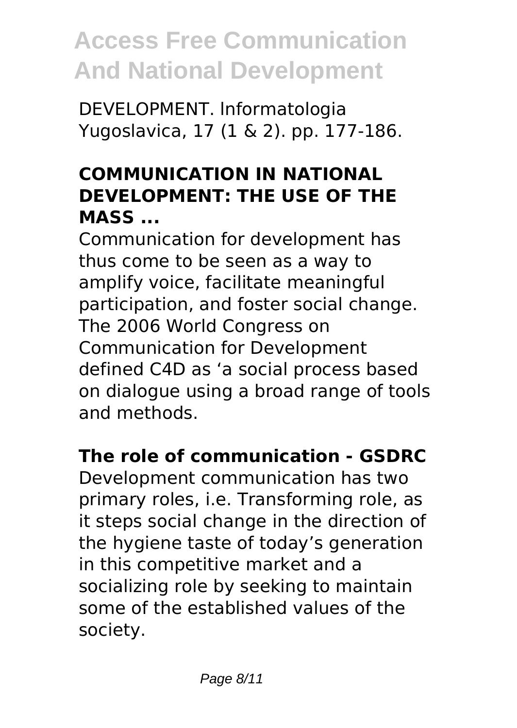DEVELOPMENT. lnformatologia Yugoslavica, 17 (1 & 2). pp. 177-186.

## COMMUNICATION IN NATIONAL DEVELOPMENT: THE USE OF THE MASS ...

Communication for development has thus come to be seen as a way to amplify voice, facilitate meaningful participation, and foster social change. The 2006 World Congress on Communication for Development defined C4D as 'a social process based on dialogue using a broad range of tools and methods.

## The role of communication - GSDRC

Development communication has two primary roles, i.e. Transforming role, as it steps social change in the direction of the hygiene taste of today's generation in this competitive market and a socializing role by seeking to maintain some of the established values of the society.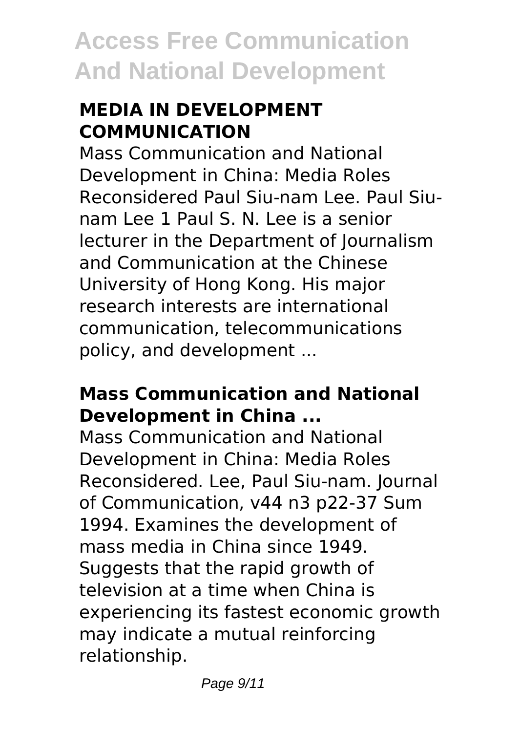### MEDIA IN DEVELOPMENT COMMUNICATION

Mass Communication and National Development in China: Media Roles Reconsidered Paul Siu-nam Lee. Paul Siu-nam Lee 1 Paul S. N. Lee is a senior lecturer in the Department of Journalism and Communication at the Chinese University of Hong Kong. His major research interests are international communication, telecommunications policy, and development ...

### Mass Communication and National Development in China ...

Mass Communication and National Development in China: Media Roles Reconsidered. Lee, Paul Siu-nam. Journal of Communication, v44 n3 p22-37 Sum 1994. Examines the development of mass media in China since 1949. Suggests that the rapid growth of television at a time when China is experiencing its fastest economic growth may indicate a mutual reinforcing relationship.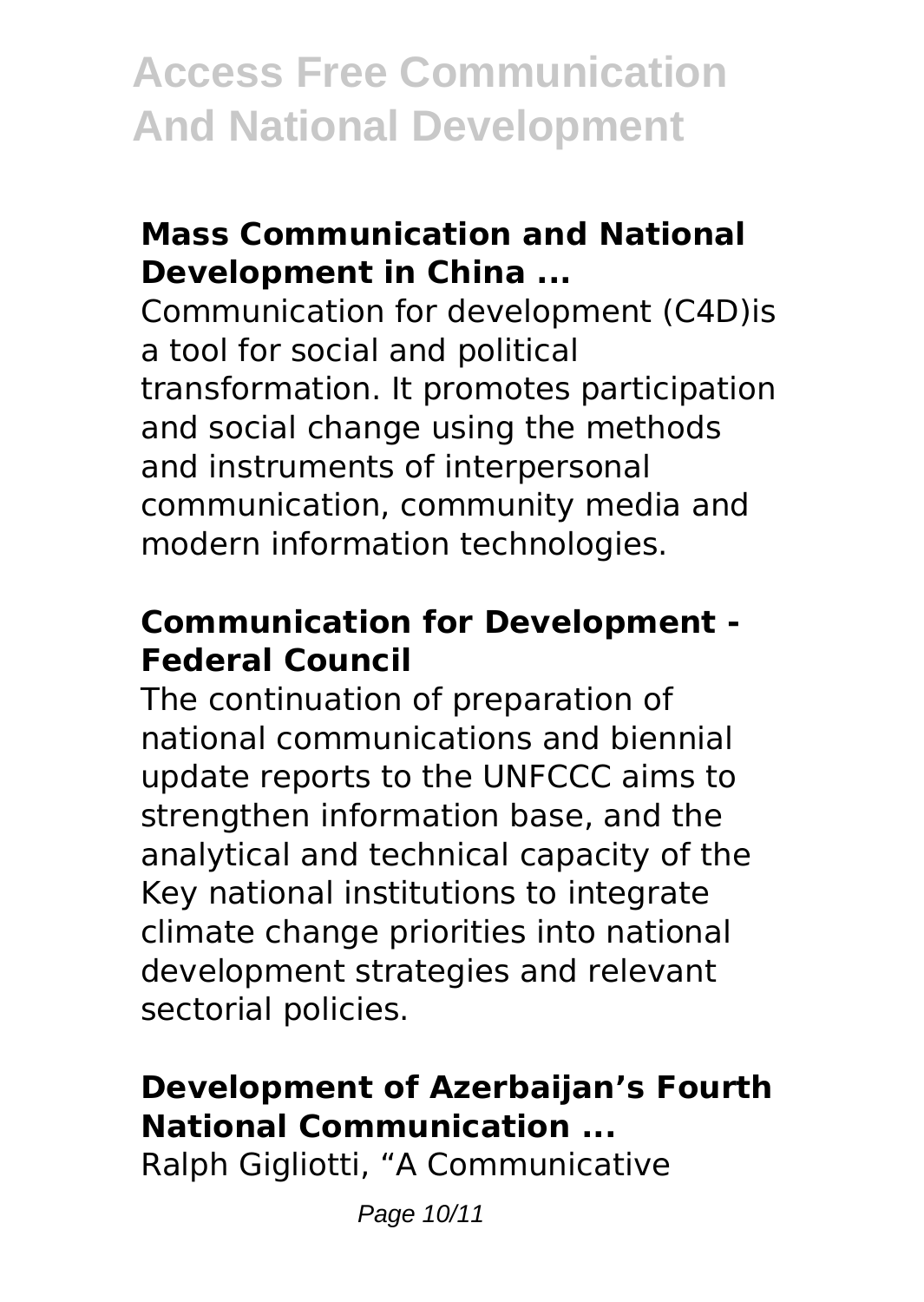### Mass Communication and National Development in China ...

Communication for development (C4D)is a tool for social and political transformation. It promotes participation and social change using the methods and instruments of interpersonal communication, community media and modern information technologies.

### Communication for Development - Federal Council

The continuation of preparation of national communications and biennial update reports to the UNFCCC aims to strengthen information base, and the analytical and technical capacity of the Key national institutions to integrate climate change priorities into national development strategies and relevant sectorial policies.

### Development of Azerbaijan's Fourth National Communication ...

Ralph Gigliotti, "A Communicative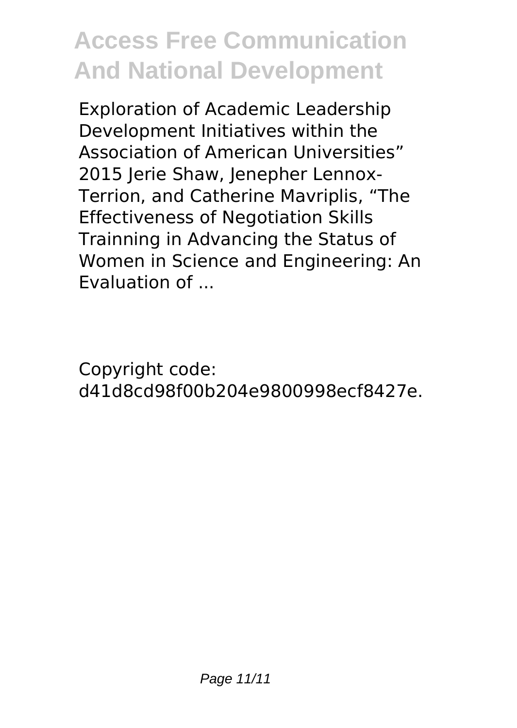Exploration of Academic Leadership Development Initiatives within the Association of American Universities” 2015 Jerie Shaw, Jenepher Lennox-Terrion, and Catherine Mavriplis, “The Effectiveness of Negotiation Skills Trainning in Advancing the Status of Women in Science and Engineering: An Evaluation of ...

Copyright code: d41d8cd98f00b204e9800998ecf8427e.